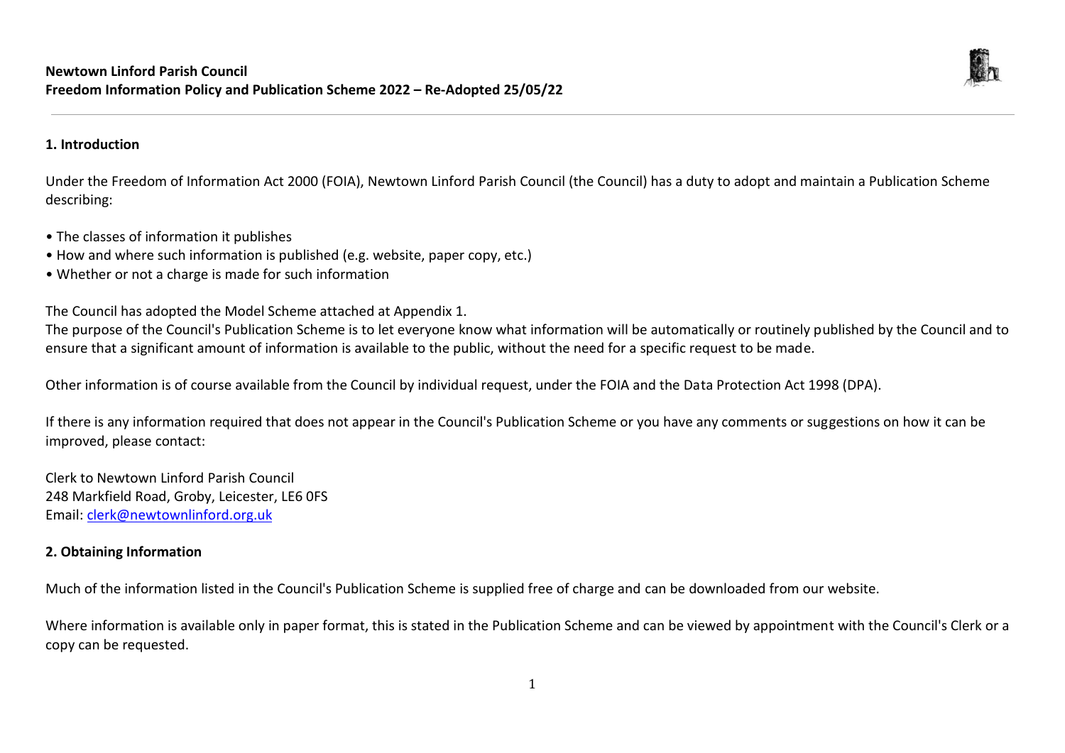**Newtown Linford Parish Council**
**Freedom Information Policy and Publication Scheme 2022 – Re-Adopted 25/05/22**

## 1. Introduction

Under the Freedom of Information Act 2000 (FOIA), Newtown Linford Parish Council (the Council) has a duty to adopt and maintain a Publication Scheme describing:

- The classes of information it publishes
- How and where such information is published (e.g. website, paper copy, etc.)
- Whether or not a charge is made for such information

The Council has adopted the Model Scheme attached at Appendix 1.
The purpose of the Council's Publication Scheme is to let everyone know what information will be automatically or routinely published by the Council and to ensure that a significant amount of information is available to the public, without the need for a specific request to be made.

Other information is of course available from the Council by individual request, under the FOIA and the Data Protection Act 1998 (DPA).

If there is any information required that does not appear in the Council's Publication Scheme or you have any comments or suggestions on how it can be improved, please contact:

Clerk to Newtown Linford Parish Council
248 Markfield Road, Groby, Leicester, LE6 0FS
Email: clerk@newtownlinford.org.uk

## 2. Obtaining Information

Much of the information listed in the Council's Publication Scheme is supplied free of charge and can be downloaded from our website.

Where information is available only in paper format, this is stated in the Publication Scheme and can be viewed by appointment with the Council's Clerk or a copy can be requested.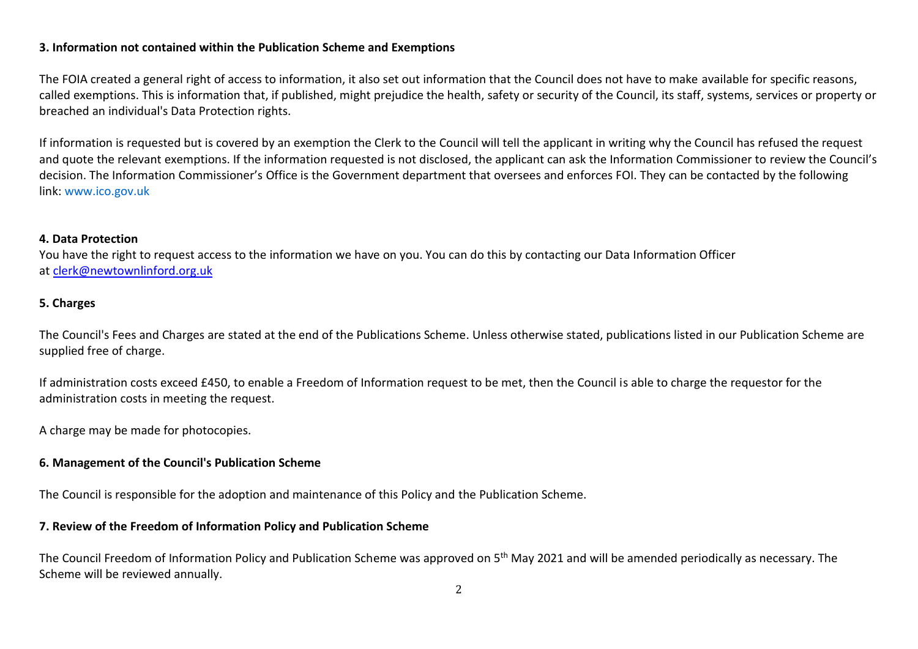## 3. Information not contained within the Publication Scheme and Exemptions

The FOIA created a general right of access to information, it also set out information that the Council does not have to make available for specific reasons, called exemptions. This is information that, if published, might prejudice the health, safety or security of the Council, its staff, systems, services or property or breached an individual's Data Protection rights.

If information is requested but is covered by an exemption the Clerk to the Council will tell the applicant in writing why the Council has refused the request and quote the relevant exemptions. If the information requested is not disclosed, the applicant can ask the Information Commissioner to review the Council's decision. The Information Commissioner's Office is the Government department that oversees and enforces FOI. They can be contacted by the following link: www.ico.gov.uk

## 4. Data Protection

You have the right to request access to the information we have on you. You can do this by contacting our Data Information Officer at clerk@newtownlinford.org.uk

## 5. Charges

The Council's Fees and Charges are stated at the end of the Publications Scheme. Unless otherwise stated, publications listed in our Publication Scheme are supplied free of charge.

If administration costs exceed £450, to enable a Freedom of Information request to be met, then the Council is able to charge the requestor for the administration costs in meeting the request.

A charge may be made for photocopies.

## 6. Management of the Council's Publication Scheme

The Council is responsible for the adoption and maintenance of this Policy and the Publication Scheme.

## 7. Review of the Freedom of Information Policy and Publication Scheme

The Council Freedom of Information Policy and Publication Scheme was approved on 5th May 2021 and will be amended periodically as necessary. The Scheme will be reviewed annually.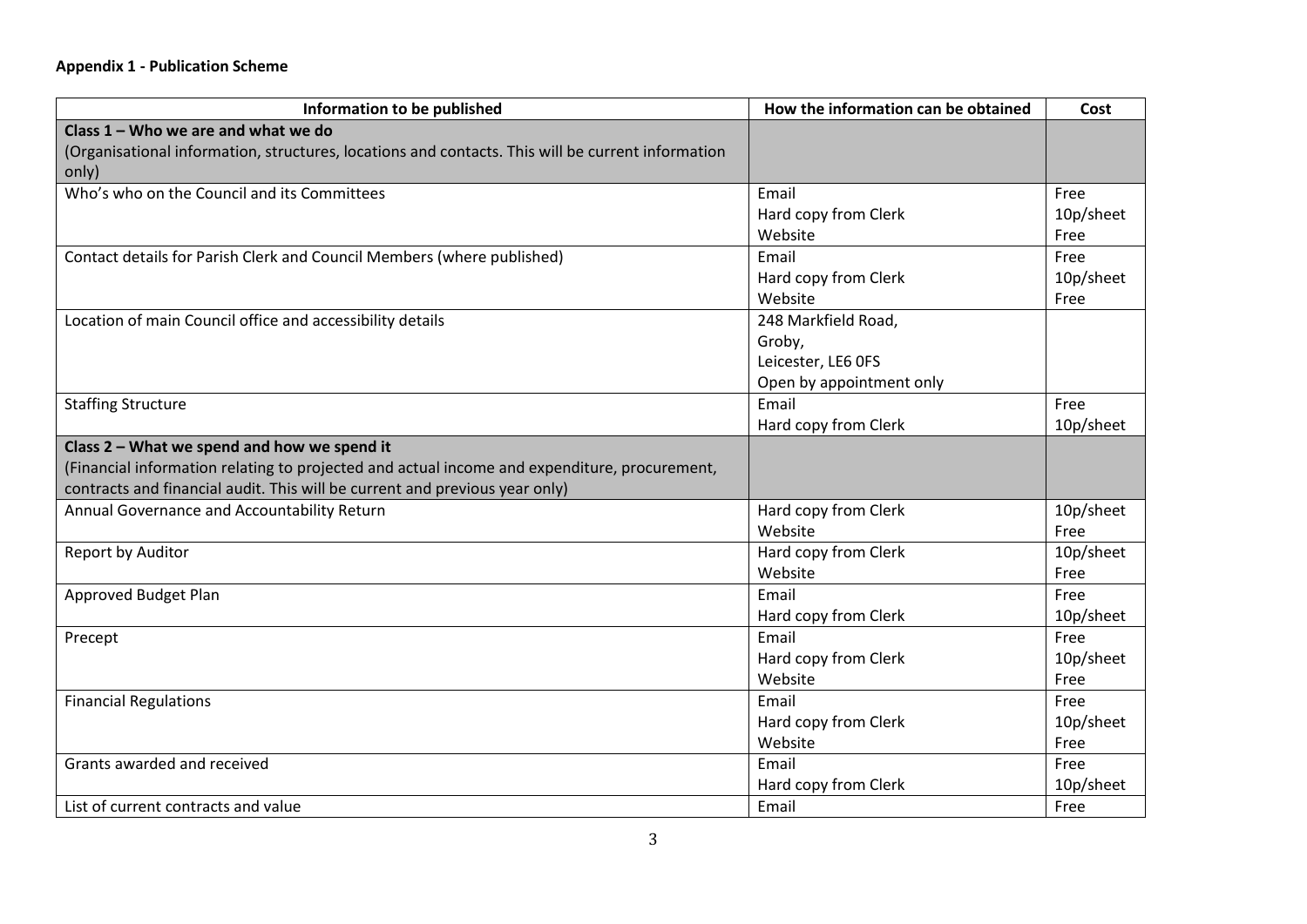**Appendix 1 - Publication Scheme**

| Information to be published | How the information can be obtained | Cost |
|---|---|---|
| **Class 1 – Who we are and what we do**<br>(Organisational information, structures, locations and contacts. This will be current information only) | | |
| Who's who on the Council and its Committees | Email<br>Hard copy from Clerk<br>Website | Free<br>10p/sheet<br>Free |
| Contact details for Parish Clerk and Council Members (where published) | Email<br>Hard copy from Clerk<br>Website | Free<br>10p/sheet<br>Free |
| Location of main Council office and accessibility details | 248 Markfield Road,<br>Groby,<br>Leicester, LE6 0FS<br>Open by appointment only | |
| Staffing Structure | Email<br>Hard copy from Clerk | Free<br>10p/sheet |
| **Class 2 – What we spend and how we spend it**<br>(Financial information relating to projected and actual income and expenditure, procurement, contracts and financial audit. This will be current and previous year only) | | |
| Annual Governance and Accountability Return | Hard copy from Clerk<br>Website | 10p/sheet<br>Free |
| Report by Auditor | Hard copy from Clerk<br>Website | 10p/sheet<br>Free |
| Approved Budget Plan | Email<br>Hard copy from Clerk | Free<br>10p/sheet |
| Precept | Email<br>Hard copy from Clerk<br>Website | Free<br>10p/sheet<br>Free |
| Financial Regulations | Email<br>Hard copy from Clerk<br>Website | Free<br>10p/sheet<br>Free |
| Grants awarded and received | Email<br>Hard copy from Clerk | Free<br>10p/sheet |
| List of current contracts and value | Email | Free |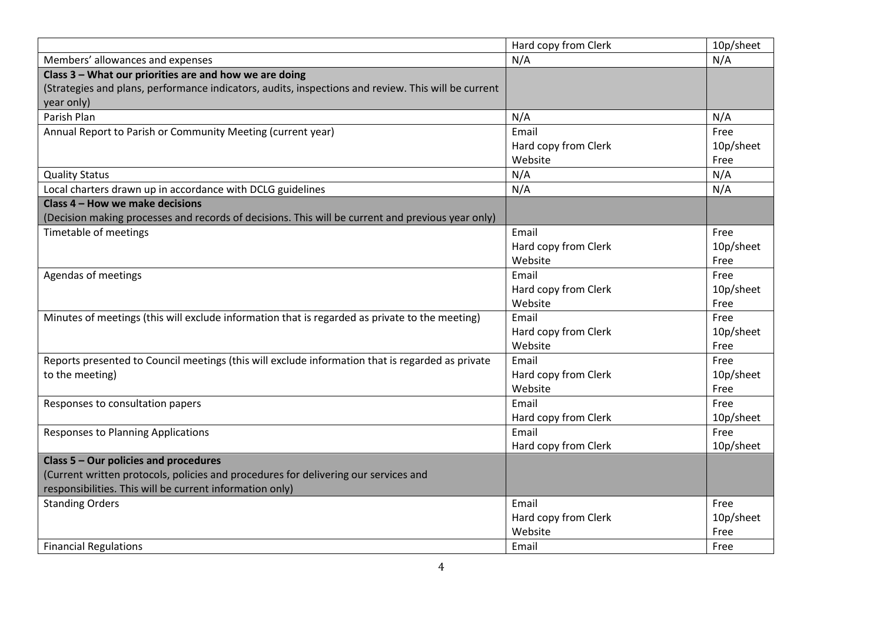| | | |
|---|---|---|
| | Hard copy from Clerk | 10p/sheet |
| Members' allowances and expenses | N/A | N/A |
| **Class 3 – What our priorities are and how we are doing**<br>(Strategies and plans, performance indicators, audits, inspections and review. This will be current year only) | | |
| Parish Plan | N/A | N/A |
| Annual Report to Parish or Community Meeting (current year) | Email<br>Hard copy from Clerk<br>Website | Free<br>10p/sheet<br>Free |
| Quality Status | N/A | N/A |
| Local charters drawn up in accordance with DCLG guidelines | N/A | N/A |
| **Class 4 – How we make decisions**<br>(Decision making processes and records of decisions. This will be current and previous year only) | | |
| Timetable of meetings | Email<br>Hard copy from Clerk<br>Website | Free<br>10p/sheet<br>Free |
| Agendas of meetings | Email<br>Hard copy from Clerk<br>Website | Free<br>10p/sheet<br>Free |
| Minutes of meetings (this will exclude information that is regarded as private to the meeting) | Email<br>Hard copy from Clerk<br>Website | Free<br>10p/sheet<br>Free |
| Reports presented to Council meetings (this will exclude information that is regarded as private to the meeting) | Email<br>Hard copy from Clerk<br>Website | Free<br>10p/sheet<br>Free |
| Responses to consultation papers | Email<br>Hard copy from Clerk | Free<br>10p/sheet |
| Responses to Planning Applications | Email<br>Hard copy from Clerk | Free<br>10p/sheet |
| **Class 5 – Our policies and procedures**<br>(Current written protocols, policies and procedures for delivering our services and responsibilities. This will be current information only) | | |
| Standing Orders | Email<br>Hard copy from Clerk<br>Website | Free<br>10p/sheet<br>Free |
| Financial Regulations | Email | Free |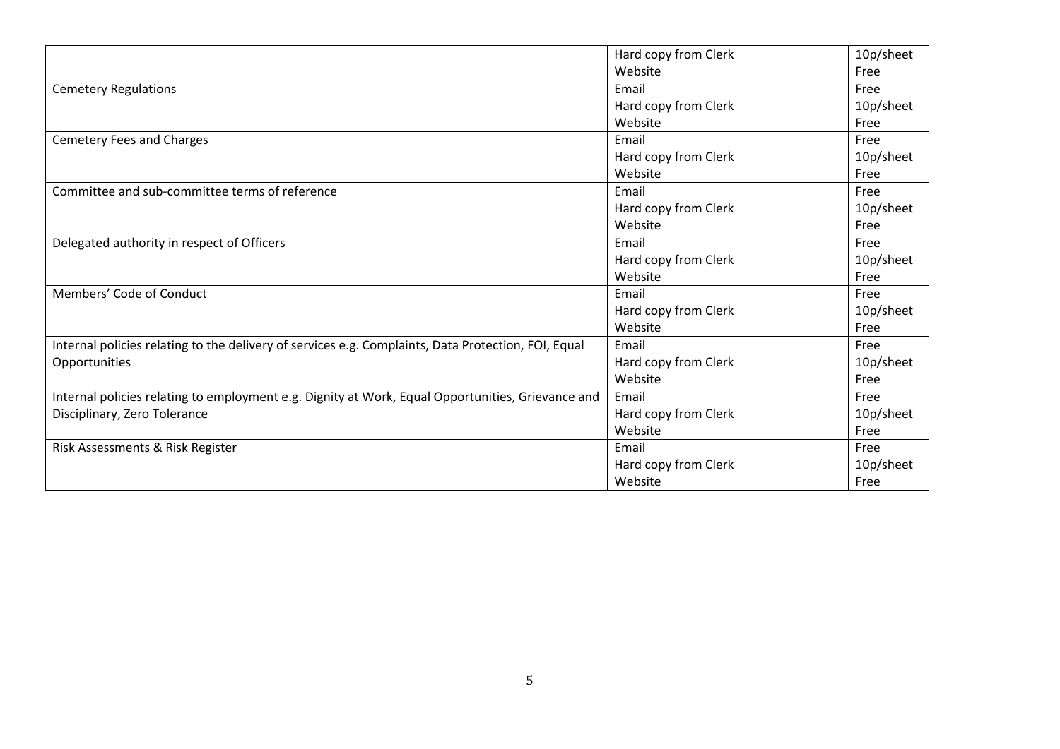| | | |
|---|---|---|
| | Hard copy from Clerk<br>Website | 10p/sheet<br>Free |
| Cemetery Regulations | Email<br>Hard copy from Clerk<br>Website | Free<br>10p/sheet<br>Free |
| Cemetery Fees and Charges | Email<br>Hard copy from Clerk<br>Website | Free<br>10p/sheet<br>Free |
| Committee and sub-committee terms of reference | Email<br>Hard copy from Clerk<br>Website | Free<br>10p/sheet<br>Free |
| Delegated authority in respect of Officers | Email<br>Hard copy from Clerk<br>Website | Free<br>10p/sheet<br>Free |
| Members' Code of Conduct | Email<br>Hard copy from Clerk<br>Website | Free<br>10p/sheet<br>Free |
| Internal policies relating to the delivery of services e.g. Complaints, Data Protection, FOI, Equal Opportunities | Email<br>Hard copy from Clerk<br>Website | Free<br>10p/sheet<br>Free |
| Internal policies relating to employment e.g. Dignity at Work, Equal Opportunities, Grievance and Disciplinary, Zero Tolerance | Email<br>Hard copy from Clerk<br>Website | Free<br>10p/sheet<br>Free |
| Risk Assessments & Risk Register | Email<br>Hard copy from Clerk<br>Website | Free<br>10p/sheet<br>Free |